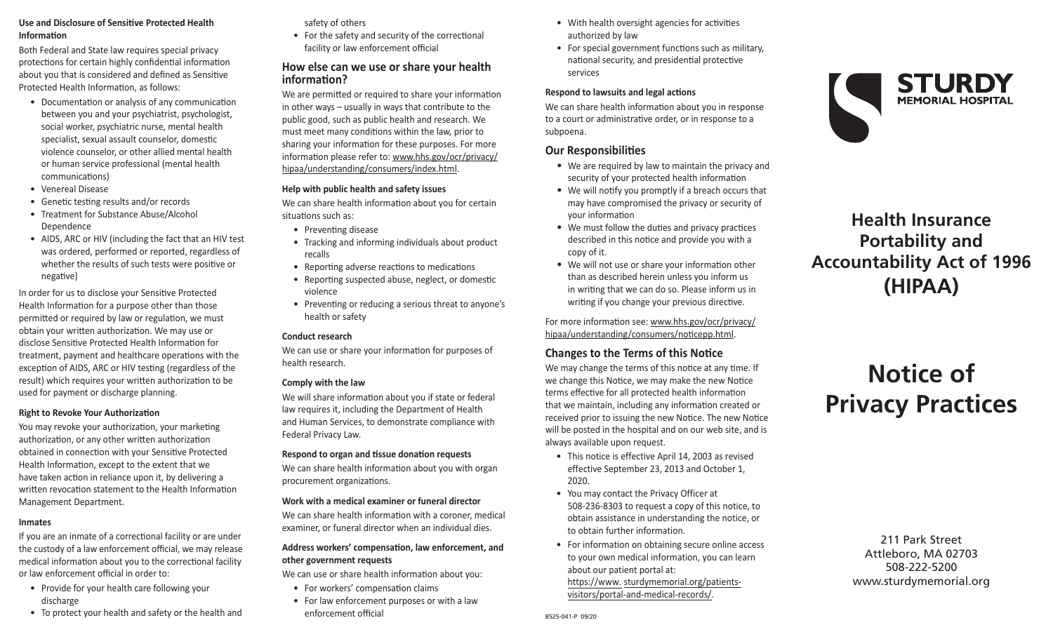#### Use and Disclosure of Sensitive Protected Health Information

Both Federal and State law requires special privacy protections for certain highly confidential information about you that is considered and defined as Sensitive Protected Health Information, as follows:

- Documentation or analysis of any communication between you and your psychiatrist, psychologist, social worker, psychiatric nurse, mental health specialist, sexual assault counselor, domestic violence counselor, or other allied mental health or human service professional (mental health communications)
- Venereal Disease
- Genetic testing results and/or records
- Treatment for Substance Abuse/Alcohol Dependence
- AIDS, ARC or HIV (including the fact that an HIV test was ordered, performed or reported, regardless of whether the results of such tests were positive or negative)

In order for us to disclose your Sensitive Protected Health Information for a purpose other than those permitted or required by law or regulation, we must obtain your written authorization. We may use or disclose Sensitive Protected Health Information for treatment, payment and healthcare operations with the exception of AIDS, ARC or HIV testing (regardless of the result) which requires your written authorization to be used for payment or discharge planning.

#### Right to Revoke Your Authorization

You may revoke your authorization, your marketing authorization, or any other written authorization obtained in connection with your Sensitive Protected Health Information, except to the extent that we have taken action in reliance upon it, by delivering a written revocation statement to the Health Information Management Department.

#### Inmates

If you are an inmate of a correctional facility or are under the custody of a law enforcement official, we may release medical information about you to the correctional facility or law enforcement official in order to:

- Provide for your health care following your discharge
- To protect your health and safety or the health and safety of others
- For the safety and security of the correctional facility or law enforcement official

### How else can we use or share your health information?

We are permitted or required to share your information in other ways – usually in ways that contribute to the public good, such as public health and research. We must meet many conditions within the law, prior to sharing your information for these purposes. For more information please refer to: www.hhs.gov/ocr/privacy/hipaa/understanding/consumers/index.html.

#### Help with public health and safety issues

We can share health information about you for certain situations such as:

- Preventing disease
- Tracking and informing individuals about product recalls
- Reporting adverse reactions to medications
- Reporting suspected abuse, neglect, or domestic violence
- Preventing or reducing a serious threat to anyone's health or safety

#### Conduct research

We can use or share your information for purposes of health research.

#### Comply with the law

We will share information about you if state or federal law requires it, including the Department of Health and Human Services, to demonstrate compliance with Federal Privacy Law.

#### Respond to organ and tissue donation requests

We can share health information about you with organ procurement organizations.

#### Work with a medical examiner or funeral director

We can share health information with a coroner, medical examiner, or funeral director when an individual dies.

#### Address workers' compensation, law enforcement, and other government requests

We can use or share health information about you:

- For workers' compensation claims
- For law enforcement purposes or with a law enforcement official
- With health oversight agencies for activities authorized by law
- For special government functions such as military, national security, and presidential protective services

#### Respond to lawsuits and legal actions

We can share health information about you in response to a court or administrative order, or in response to a subpoena.

### Our Responsibilities

- We are required by law to maintain the privacy and security of your protected health information
- We will notify you promptly if a breach occurs that may have compromised the privacy or security of your information
- We must follow the duties and privacy practices described in this notice and provide you with a copy of it.
- We will not use or share your information other than as described herein unless you inform us in writing that we can do so. Please inform us in writing if you change your previous directive.

For more information see: www.hhs.gov/ocr/privacy/hipaa/understanding/consumers/noticepp.html.

### Changes to the Terms of this Notice

We may change the terms of this notice at any time. If we change this Notice, we may make the new Notice terms effective for all protected health information that we maintain, including any information created or received prior to issuing the new Notice. The new Notice will be posted in the hospital and on our web site, and is always available upon request.

- This notice is effective April 14, 2003 as revised effective September 23, 2013 and October 1, 2020.
- You may contact the Privacy Officer at 508-236-8303 to request a copy of this notice, to obtain assistance in understanding the notice, or to obtain further information.
- For information on obtaining secure online access to your own medical information, you can learn about our patient portal at: https://www.sturdymemorial.org/patients-visitors/portal-and-medical-records/.

8525-041-P 09/20

STURDY MEMORIAL HOSPITAL

## Health Insurance Portability and Accountability Act of 1996 (HIPAA)

# Notice of Privacy Practices

211 Park Street
Attleboro, MA 02703
508-222-5200
www.sturdymemorial.org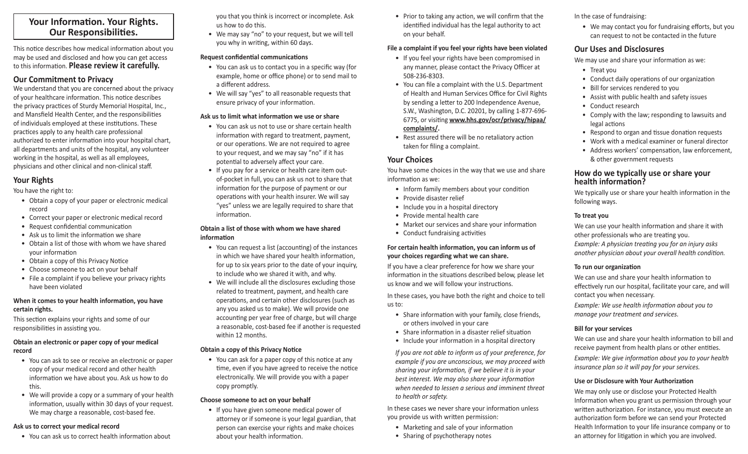## Your Information. Your Rights. Our Responsibilities.

This notice describes how medical information about you may be used and disclosed and how you can get access to this information. **Please review it carefully.**

## Our Commitment to Privacy

We understand that you are concerned about the privacy of your healthcare information. This notice describes the privacy practices of Sturdy Memorial Hospital, Inc., and Mansfield Health Center, and the responsibilities of individuals employed at these institutions. These practices apply to any health care professional authorized to enter information into your hospital chart, all departments and units of the hospital, any volunteer working in the hospital, as well as all employees, physicians and other clinical and non-clinical staff.

## Your Rights

You have the right to:

- Obtain a copy of your paper or electronic medical record
- Correct your paper or electronic medical record
- Request confidential communication
- Ask us to limit the information we share
- Obtain a list of those with whom we have shared your information
- Obtain a copy of this Privacy Notice
- Choose someone to act on your behalf
- File a complaint if you believe your privacy rights have been violated

**When it comes to your health information, you have certain rights.**

This section explains your rights and some of our responsibilities in assisting you.

**Obtain an electronic or paper copy of your medical record**

- You can ask to see or receive an electronic or paper copy of your medical record and other health information we have about you. Ask us how to do this.
- We will provide a copy or a summary of your health information, usually within 30 days of your request. We may charge a reasonable, cost-based fee.

**Ask us to correct your medical record**

- You can ask us to correct health information about you that you think is incorrect or incomplete. Ask us how to do this.
- We may say "no" to your request, but we will tell you why in writing, within 60 days.

**Request confidential communications**

- You can ask us to contact you in a specific way (for example, home or office phone) or to send mail to a different address.
- We will say "yes" to all reasonable requests that ensure privacy of your information.

**Ask us to limit what information we use or share**

- You can ask us not to use or share certain health information with regard to treatment, payment, or our operations. We are not required to agree to your request, and we may say "no" if it has potential to adversely affect your care.
- If you pay for a service or health care item out-of-pocket in full, you can ask us not to share that information for the purpose of payment or our operations with your health insurer. We will say "yes" unless we are legally required to share that information.

**Obtain a list of those with whom we have shared information**

- You can request a list (accounting) of the instances in which we have shared your health information, for up to six years prior to the date of your inquiry, to include who we shared it with, and why.
- We will include all the disclosures excluding those related to treatment, payment, and health care operations, and certain other disclosures (such as any you asked us to make). We will provide one accounting per year free of charge, but will charge a reasonable, cost-based fee if another is requested within 12 months.

**Obtain a copy of this Privacy Notice**

- You can ask for a paper copy of this notice at any time, even if you have agreed to receive the notice electronically. We will provide you with a paper copy promptly.

**Choose someone to act on your behalf**

- If you have given someone medical power of attorney or if someone is your legal guardian, that person can exercise your rights and make choices about your health information.
- Prior to taking any action, we will confirm that the identified individual has the legal authority to act on your behalf.

**File a complaint if you feel your rights have been violated**

- If you feel your rights have been compromised in any manner, please contact the Privacy Officer at 508-236-8303.
- You can file a complaint with the U.S. Department of Health and Human Services Office for Civil Rights by sending a letter to 200 Independence Avenue, S.W., Washington, D.C. 20201, by calling 1-877-696-6775, or visiting **www.hhs.gov/ocr/privacy/hipaa/complaints/.**
- Rest assured there will be no retaliatory action taken for filing a complaint.

## Your Choices

You have some choices in the way that we use and share information as we:

- Inform family members about your condition
- Provide disaster relief
- Include you in a hospital directory
- Provide mental health care
- Market our services and share your information
- Conduct fundraising activities

**For certain health information, you can inform us of your choices regarding what we can share.**

If you have a clear preference for how we share your information in the situations described below, please let us know and we will follow your instructions.

In these cases, you have both the right and choice to tell us to:

- Share information with your family, close friends, or others involved in your care
- Share information in a disaster relief situation
- Include your information in a hospital directory

*If you are not able to inform us of your preference, for example if you are unconscious, we may proceed with sharing your information, if we believe it is in your best interest. We may also share your information when needed to lessen a serious and imminent threat to health or safety.*

In these cases we never share your information unless you provide us with written permission:

- Marketing and sale of your information
- Sharing of psychotherapy notes

In the case of fundraising:

- We may contact you for fundraising efforts, but you can request to not be contacted in the future

## Our Uses and Disclosures

We may use and share your information as we:

- Treat you
- Conduct daily operations of our organization
- Bill for services rendered to you
- Assist with public health and safety issues
- Conduct research
- Comply with the law; responding to lawsuits and legal actions
- Respond to organ and tissue donation requests
- Work with a medical examiner or funeral director
- Address workers' compensation, law enforcement, & other government requests

## How do we typically use or share your health information?

We typically use or share your health information in the following ways.

**To treat you**

We can use your health information and share it with other professionals who are treating you.
*Example: A physician treating you for an injury asks another physician about your overall health condition.*

**To run our organization**

We can use and share your health information to effectively run our hospital, facilitate your care, and will contact you when necessary.

*Example: We use health information about you to manage your treatment and services.*

**Bill for your services**

We can use and share your health information to bill and receive payment from health plans or other entities.

*Example: We give information about you to your health insurance plan so it will pay for your services.*

**Use or Disclosure with Your Authorization**

We may only use or disclose your Protected Health Information when you grant us permission through your written authorization. For instance, you must execute an authorization form before we can send your Protected Health Information to your life insurance company or to an attorney for litigation in which you are involved.